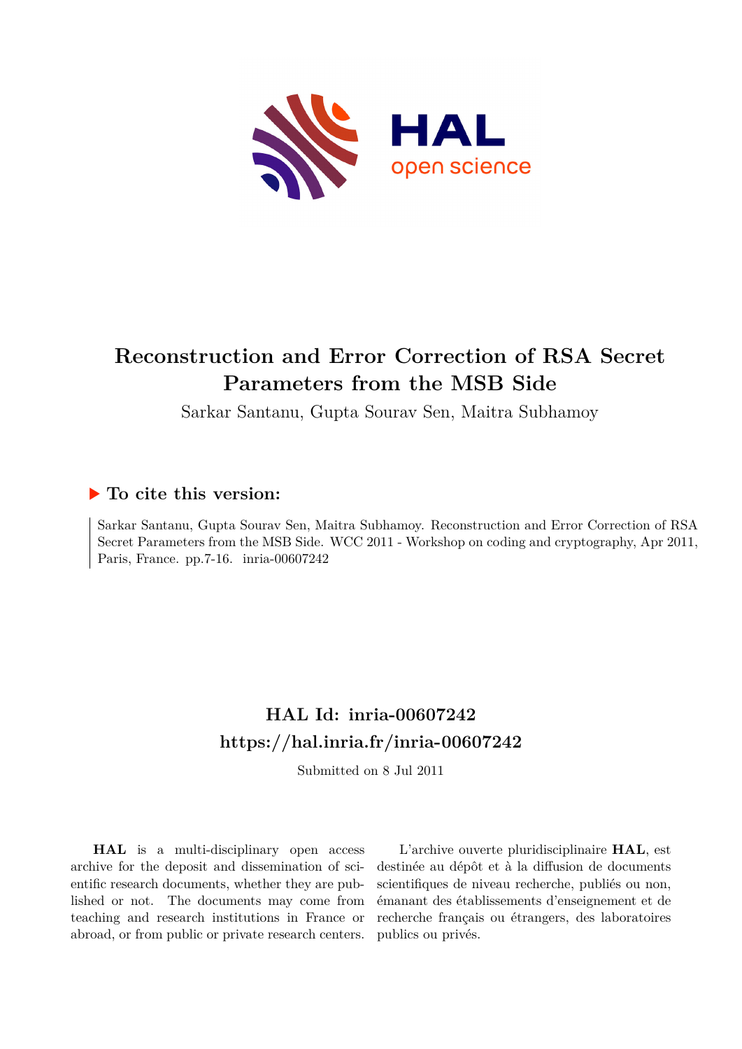# Reconstruction and Error Correction of RSA Secret Parameters from the MSB Side

Sarkar Santanu, Gupta Sourav Sen, Maitra Subhamoy

## ▶ To cite this version:

Sarkar Santanu, Gupta Sourav Sen, Maitra Subhamoy. Reconstruction and Error Correction of RSA Secret Parameters from the MSB Side. WCC 2011 - Workshop on coding and cryptography, Apr 2011, Paris, France. pp.7-16. inria-00607242

## HAL Id: inria-00607242

## https://hal.inria.fr/inria-00607242

Submitted on 8 Jul 2011

**HAL** is a multi-disciplinary open access archive for the deposit and dissemination of scientific research documents, whether they are published or not. The documents may come from teaching and research institutions in France or abroad, or from public or private research centers.

L'archive ouverte pluridisciplinaire **HAL**, est destinée au dépôt et à la diffusion de documents scientifiques de niveau recherche, publiés ou non, émanant des établissements d'enseignement et de recherche français ou étrangers, des laboratoires publics ou privés.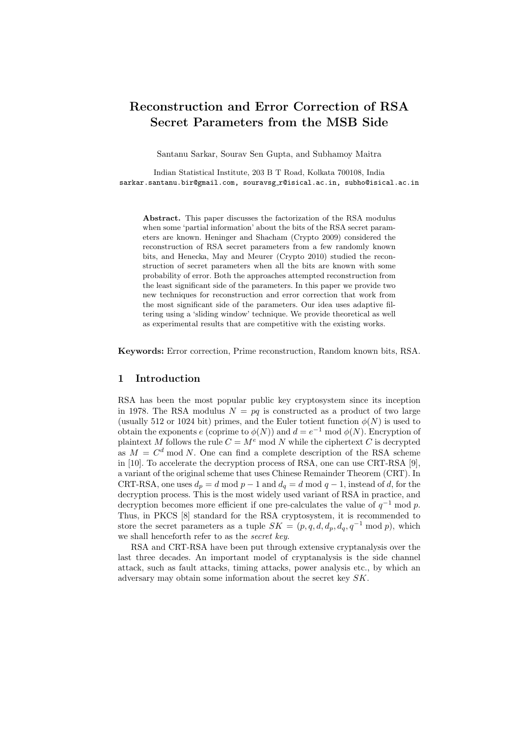# Reconstruction and Error Correction of RSA Secret Parameters from the MSB Side

Santanu Sarkar, Sourav Sen Gupta, and Subhamoy Maitra

Indian Statistical Institute, 203 B T Road, Kolkata 700108, India
sarkar.santanu.bir@gmail.com, souravsg_r@isical.ac.in, subho@isical.ac.in

**Abstract.** This paper discusses the factorization of the RSA modulus when some 'partial information' about the bits of the RSA secret parameters are known. Heninger and Shacham (Crypto 2009) considered the reconstruction of RSA secret parameters from a few randomly known bits, and Henecka, May and Meurer (Crypto 2010) studied the reconstruction of secret parameters when all the bits are known with some probability of error. Both the approaches attempted reconstruction from the least significant side of the parameters. In this paper we provide two new techniques for reconstruction and error correction that work from the most significant side of the parameters. Our idea uses adaptive filtering using a 'sliding window' technique. We provide theoretical as well as experimental results that are competitive with the existing works.

**Keywords:** Error correction, Prime reconstruction, Random known bits, RSA.

## 1 Introduction

RSA has been the most popular public key cryptosystem since its inception in 1978. The RSA modulus $N = pq$ is constructed as a product of two large (usually 512 or 1024 bit) primes, and the Euler totient function $\phi(N)$ is used to obtain the exponents $e$ (coprime to $\phi(N)$) and $d = e^{-1} \bmod \phi(N)$. Encryption of plaintext $M$ follows the rule $C = M^e \bmod N$ while the ciphertext $C$ is decrypted as $M = C^d \bmod N$. One can find a complete description of the RSA scheme in [10]. To accelerate the decryption process of RSA, one can use CRT-RSA [9], a variant of the original scheme that uses Chinese Remainder Theorem (CRT). In CRT-RSA, one uses $d_p = d \bmod p - 1$ and $d_q = d \bmod q - 1$, instead of $d$, for the decryption process. This is the most widely used variant of RSA in practice, and decryption becomes more efficient if one pre-calculates the value of $q^{-1} \bmod p$. Thus, in PKCS [8] standard for the RSA cryptosystem, it is recommended to store the secret parameters as a tuple $SK = (p, q, d, d_p, d_q, q^{-1} \bmod p)$, which we shall henceforth refer to as the *secret key*.

RSA and CRT-RSA have been put through extensive cryptanalysis over the last three decades. An important model of cryptanalysis is the side channel attack, such as fault attacks, timing attacks, power analysis etc., by which an adversary may obtain some information about the secret key $SK$.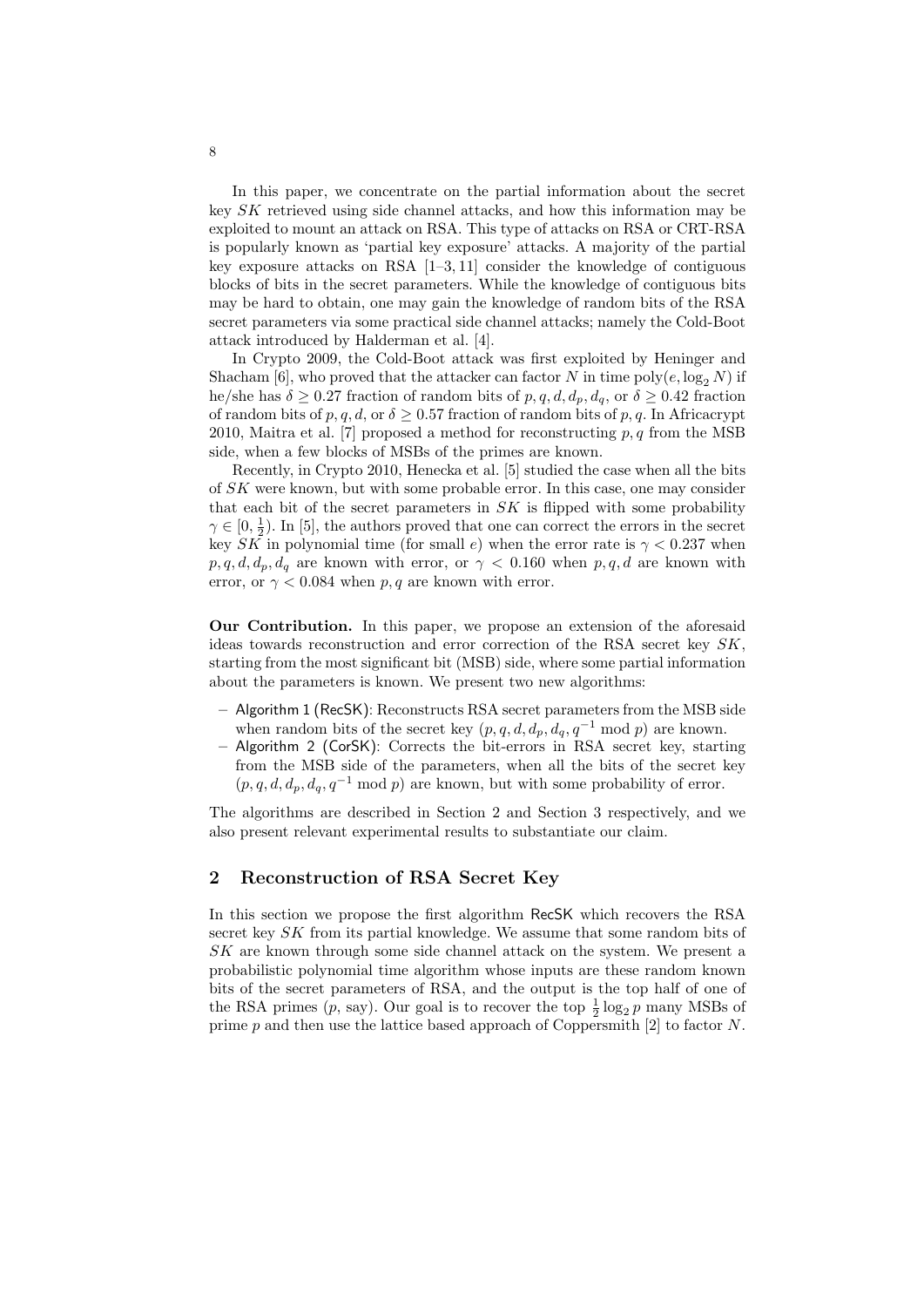In this paper, we concentrate on the partial information about the secret key $SK$ retrieved using side channel attacks, and how this information may be exploited to mount an attack on RSA. This type of attacks on RSA or CRT-RSA is popularly known as 'partial key exposure' attacks. A majority of the partial key exposure attacks on RSA [1–3, 11] consider the knowledge of contiguous blocks of bits in the secret parameters. While the knowledge of contiguous bits may be hard to obtain, one may gain the knowledge of random bits of the RSA secret parameters via some practical side channel attacks; namely the Cold-Boot attack introduced by Halderman et al. [4].

In Crypto 2009, the Cold-Boot attack was first exploited by Heninger and Shacham [6], who proved that the attacker can factor $N$ in time $\text{poly}(e, \log_2 N)$ if he/she has $\delta \geq 0.27$ fraction of random bits of $p, q, d, d_p, d_q$, or $\delta \geq 0.42$ fraction of random bits of $p, q, d$, or $\delta \geq 0.57$ fraction of random bits of $p, q$. In Africacrypt 2010, Maitra et al. [7] proposed a method for reconstructing $p, q$ from the MSB side, when a few blocks of MSBs of the primes are known.

Recently, in Crypto 2010, Henecka et al. [5] studied the case when all the bits of $SK$ were known, but with some probable error. In this case, one may consider that each bit of the secret parameters in $SK$ is flipped with some probability $\gamma \in [0, \frac{1}{2})$. In [5], the authors proved that one can correct the errors in the secret key $SK$ in polynomial time (for small $e$) when the error rate is $\gamma < 0.237$ when $p, q, d, d_p, d_q$ are known with error, or $\gamma < 0.160$ when $p, q, d$ are known with error, or $\gamma < 0.084$ when $p, q$ are known with error.

**Our Contribution.** In this paper, we propose an extension of the aforesaid ideas towards reconstruction and error correction of the RSA secret key $SK$, starting from the most significant bit (MSB) side, where some partial information about the parameters is known. We present two new algorithms:

- Algorithm 1 (RecSK): Reconstructs RSA secret parameters from the MSB side when random bits of the secret key $(p, q, d, d_p, d_q, q^{-1} \bmod p)$ are known.
- Algorithm 2 (CorSK): Corrects the bit-errors in RSA secret key, starting from the MSB side of the parameters, when all the bits of the secret key $(p, q, d, d_p, d_q, q^{-1} \bmod p)$ are known, but with some probability of error.

The algorithms are described in Section 2 and Section 3 respectively, and we also present relevant experimental results to substantiate our claim.

## 2 Reconstruction of RSA Secret Key

In this section we propose the first algorithm RecSK which recovers the RSA secret key $SK$ from its partial knowledge. We assume that some random bits of $SK$ are known through some side channel attack on the system. We present a probabilistic polynomial time algorithm whose inputs are these random known bits of the secret parameters of RSA, and the output is the top half of one of the RSA primes ($p$, say). Our goal is to recover the top $\frac{1}{2} \log_2 p$ many MSBs of prime $p$ and then use the lattice based approach of Coppersmith [2] to factor $N$.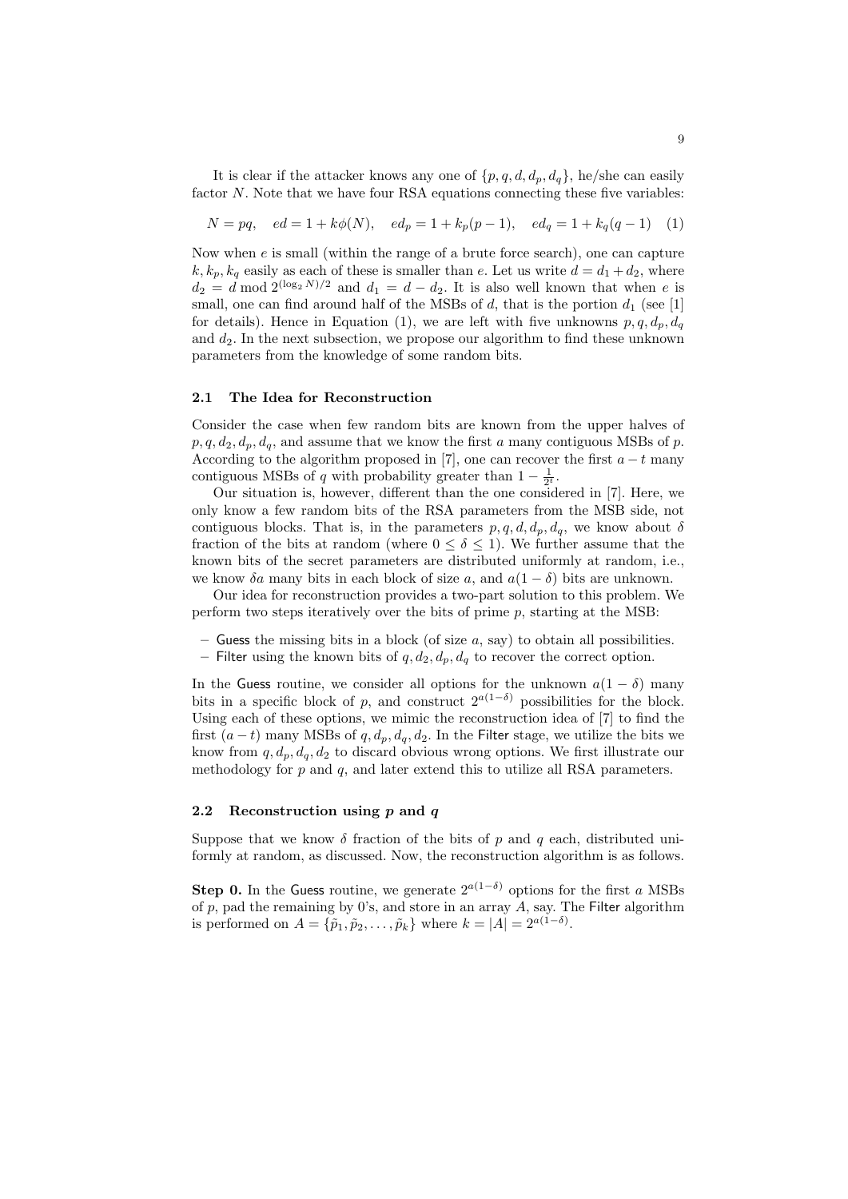It is clear if the attacker knows any one of $\{p, q, d, d_p, d_q\}$, he/she can easily factor $N$. Note that we have four RSA equations connecting these five variables:

$$N = pq, \quad ed = 1 + k\phi(N), \quad ed_p = 1 + k_p(p-1), \quad ed_q = 1 + k_q(q-1) \quad (1)$$

Now when $e$ is small (within the range of a brute force search), one can capture $k, k_p, k_q$ easily as each of these is smaller than $e$. Let us write $d = d_1 + d_2$, where $d_2 = d \bmod 2^{(\log_2 N)/2}$ and $d_1 = d - d_2$. It is also well known that when $e$ is small, one can find around half of the MSBs of $d$, that is the portion $d_1$ (see [1] for details). Hence in Equation (1), we are left with five unknowns $p, q, d_p, d_q$ and $d_2$. In the next subsection, we propose our algorithm to find these unknown parameters from the knowledge of some random bits.

### 2.1 The Idea for Reconstruction

Consider the case when few random bits are known from the upper halves of $p, q, d_2, d_p, d_q$, and assume that we know the first $a$ many contiguous MSBs of $p$. According to the algorithm proposed in [7], one can recover the first $a - t$ many contiguous MSBs of $q$ with probability greater than $1 - \frac{1}{2^t}$.

Our situation is, however, different than the one considered in [7]. Here, we only know a few random bits of the RSA parameters from the MSB side, not contiguous blocks. That is, in the parameters $p, q, d, d_p, d_q$, we know about $\delta$ fraction of the bits at random (where $0 \leq \delta \leq 1$). We further assume that the known bits of the secret parameters are distributed uniformly at random, i.e., we know $\delta a$ many bits in each block of size $a$, and $a(1-\delta)$ bits are unknown.

Our idea for reconstruction provides a two-part solution to this problem. We perform two steps iteratively over the bits of prime $p$, starting at the MSB:

- Guess the missing bits in a block (of size $a$, say) to obtain all possibilities.
- Filter using the known bits of $q, d_2, d_p, d_q$ to recover the correct option.

In the Guess routine, we consider all options for the unknown $a(1-\delta)$ many bits in a specific block of $p$, and construct $2^{a(1-\delta)}$ possibilities for the block. Using each of these options, we mimic the reconstruction idea of [7] to find the first $(a-t)$ many MSBs of $q, d_p, d_q, d_2$. In the Filter stage, we utilize the bits we know from $q, d_p, d_q, d_2$ to discard obvious wrong options. We first illustrate our methodology for $p$ and $q$, and later extend this to utilize all RSA parameters.

### 2.2 Reconstruction using $p$ and $q$

Suppose that we know $\delta$ fraction of the bits of $p$ and $q$ each, distributed uniformly at random, as discussed. Now, the reconstruction algorithm is as follows.

**Step 0.** In the Guess routine, we generate $2^{a(1-\delta)}$ options for the first $a$ MSBs of $p$, pad the remaining by 0's, and store in an array $A$, say. The Filter algorithm is performed on $A = \{\tilde{p}_1, \tilde{p}_2, \ldots, \tilde{p}_k\}$ where $k = |A| = 2^{a(1-\delta)}$.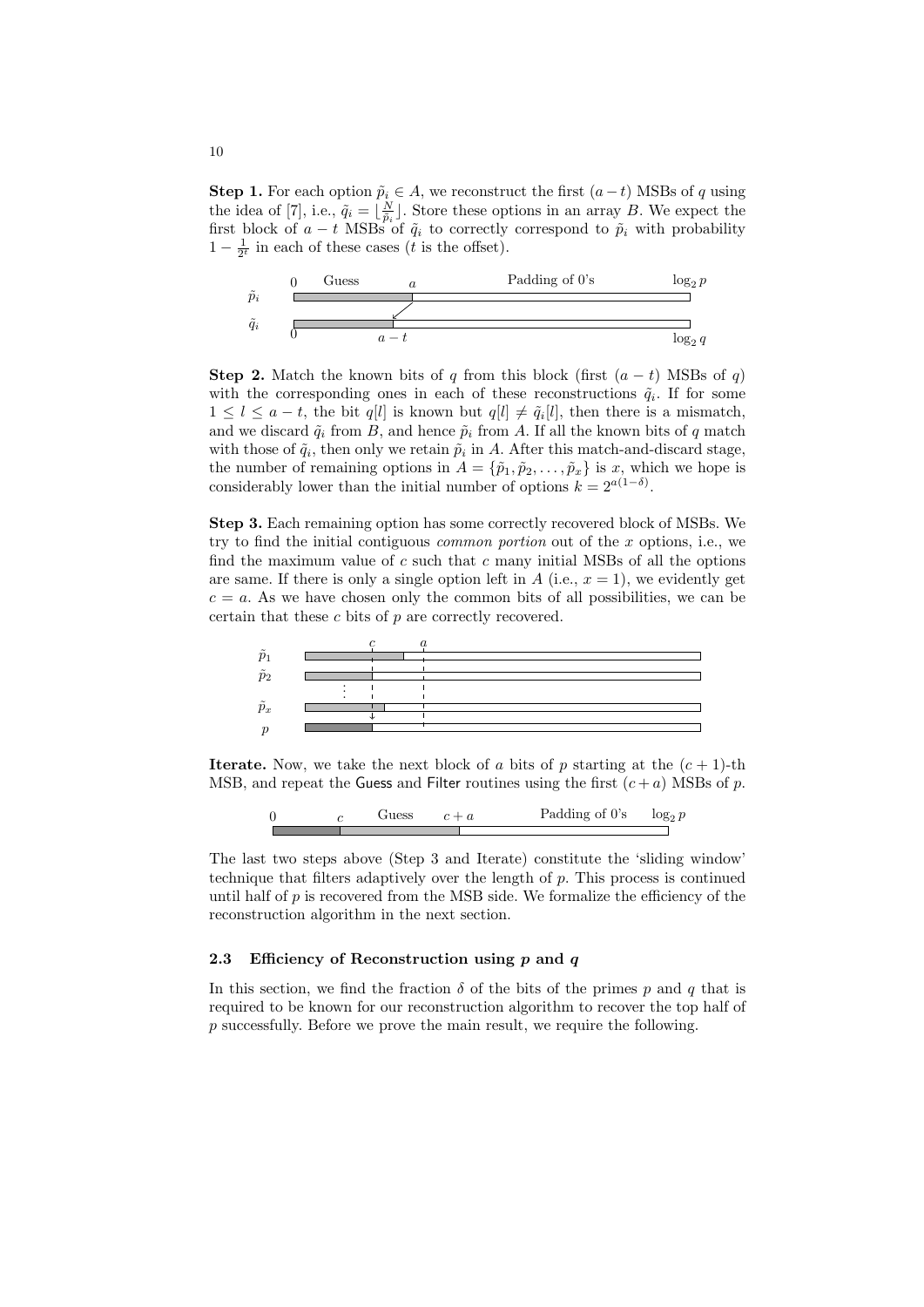**Step 1.** For each option $\tilde{p}_i \in A$, we reconstruct the first $(a-t)$ MSBs of $q$ using the idea of [7], i.e., $\tilde{q}_i = \lfloor \frac{N}{\tilde{p}_i} \rfloor$. Store these options in an array $B$. We expect the first block of $a-t$ MSBs of $\tilde{q}_i$ to correctly correspond to $\tilde{p}_i$ with probability $1 - \frac{1}{2^t}$ in each of these cases ($t$ is the offset).

**Step 2.** Match the known bits of $q$ from this block (first $(a-t)$ MSBs of $q$) with the corresponding ones in each of these reconstructions $\tilde{q}_i$. If for some $1 \leq l \leq a-t$, the bit $q[l]$ is known but $q[l] \neq \tilde{q}_i[l]$, then there is a mismatch, and we discard $\tilde{q}_i$ from $B$, and hence $\tilde{p}_i$ from $A$. If all the known bits of $q$ match with those of $\tilde{q}_i$, then only we retain $\tilde{p}_i$ in $A$. After this match-and-discard stage, the number of remaining options in $A = \{\tilde{p}_1, \tilde{p}_2, \ldots, \tilde{p}_x\}$ is $x$, which we hope is considerably lower than the initial number of options $k = 2^{a(1-\delta)}$.

**Step 3.** Each remaining option has some correctly recovered block of MSBs. We try to find the initial contiguous *common portion* out of the $x$ options, i.e., we find the maximum value of $c$ such that $c$ many initial MSBs of all the options are same. If there is only a single option left in $A$ (i.e., $x = 1$), we evidently get $c = a$. As we have chosen only the common bits of all possibilities, we can be certain that these $c$ bits of $p$ are correctly recovered.

**Iterate.** Now, we take the next block of $a$ bits of $p$ starting at the $(c+1)$-th MSB, and repeat the Guess and Filter routines using the first $(c+a)$ MSBs of $p$.

The last two steps above (Step 3 and Iterate) constitute the 'sliding window' technique that filters adaptively over the length of $p$. This process is continued until half of $p$ is recovered from the MSB side. We formalize the efficiency of the reconstruction algorithm in the next section.

### 2.3 Efficiency of Reconstruction using $p$ and $q$

In this section, we find the fraction $\delta$ of the bits of the primes $p$ and $q$ that is required to be known for our reconstruction algorithm to recover the top half of $p$ successfully. Before we prove the main result, we require the following.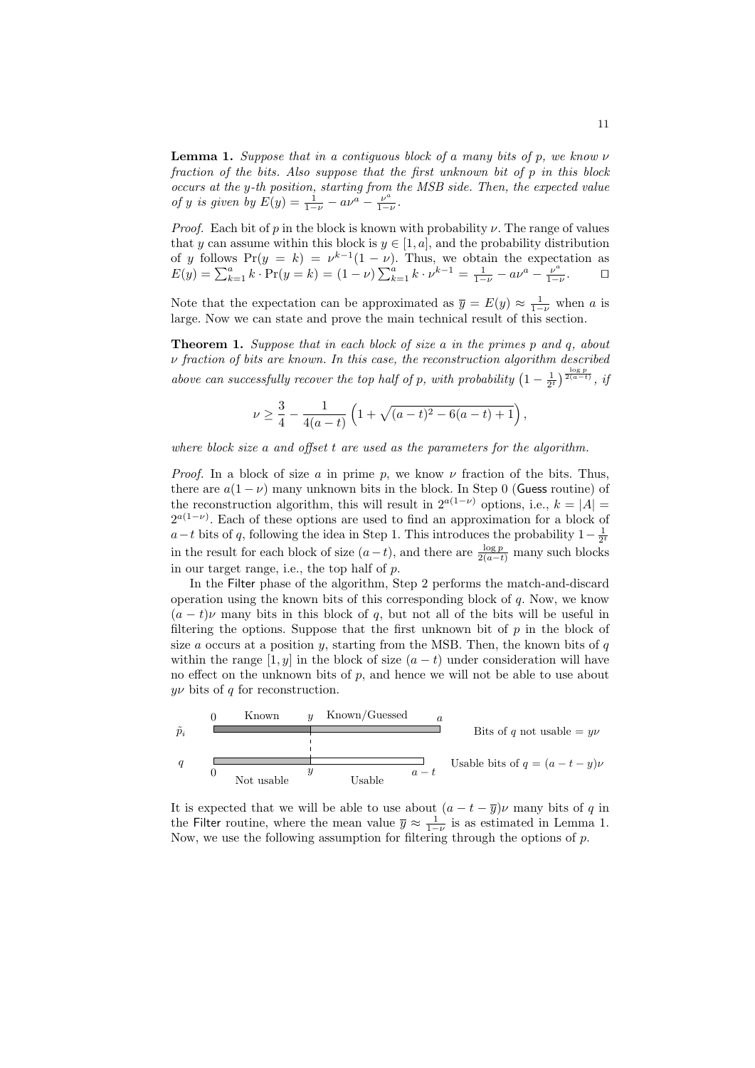**Lemma 1.** *Suppose that in a contiguous block of a many bits of p, we know $\nu$ fraction of the bits. Also suppose that the first unknown bit of p in this block occurs at the y-th position, starting from the MSB side. Then, the expected value of y is given by* $E(y) = \frac{1}{1-\nu} - a\nu^a - \frac{\nu^a}{1-\nu}$.

*Proof.* Each bit of $p$ in the block is known with probability $\nu$. The range of values that $y$ can assume within this block is $y \in [1, a]$, and the probability distribution of $y$ follows $\Pr(y = k) = \nu^{k-1}(1 - \nu)$. Thus, we obtain the expectation as $E(y) = \sum_{k=1}^{a} k \cdot \Pr(y = k) = (1 - \nu) \sum_{k=1}^{a} k \cdot \nu^{k-1} = \frac{1}{1-\nu} - a\nu^a - \frac{\nu^a}{1-\nu}$. □

Note that the expectation can be approximated as $\overline{y} = E(y) \approx \frac{1}{1-\nu}$ when $a$ is large. Now we can state and prove the main technical result of this section.

**Theorem 1.** *Suppose that in each block of size a in the primes p and q, about $\nu$ fraction of bits are known. In this case, the reconstruction algorithm described above can successfully recover the top half of p, with probability* $\left(1 - \frac{1}{2^t}\right)^{\frac{\log p}{2(a-t)}}$, *if*

$$\nu \geq \frac{3}{4} - \frac{1}{4(a-t)}\left(1 + \sqrt{(a-t)^2 - 6(a-t) + 1}\right),$$

*where block size a and offset t are used as the parameters for the algorithm.*

*Proof.* In a block of size $a$ in prime $p$, we know $\nu$ fraction of the bits. Thus, there are $a(1 - \nu)$ many unknown bits in the block. In Step 0 (Guess routine) of the reconstruction algorithm, this will result in $2^{a(1-\nu)}$ options, i.e., $k = |A| = 2^{a(1-\nu)}$. Each of these options are used to find an approximation for a block of $a - t$ bits of $q$, following the idea in Step 1. This introduces the probability $1 - \frac{1}{2^t}$ in the result for each block of size $(a - t)$, and there are $\frac{\log p}{2(a-t)}$ many such blocks in our target range, i.e., the top half of $p$.

In the Filter phase of the algorithm, Step 2 performs the match-and-discard operation using the known bits of this corresponding block of $q$. Now, we know $(a - t)\nu$ many bits in this block of $q$, but not all of the bits will be useful in filtering the options. Suppose that the first unknown bit of $p$ in the block of size $a$ occurs at a position $y$, starting from the MSB. Then, the known bits of $q$ within the range $[1, y]$ in the block of size $(a - t)$ under consideration will have no effect on the unknown bits of $p$, and hence we will not be able to use about $y\nu$ bits of $q$ for reconstruction.

It is expected that we will be able to use about $(a - t - \overline{y})\nu$ many bits of $q$ in the Filter routine, where the mean value $\overline{y} \approx \frac{1}{1-\nu}$ is as estimated in Lemma 1. Now, we use the following assumption for filtering through the options of $p$.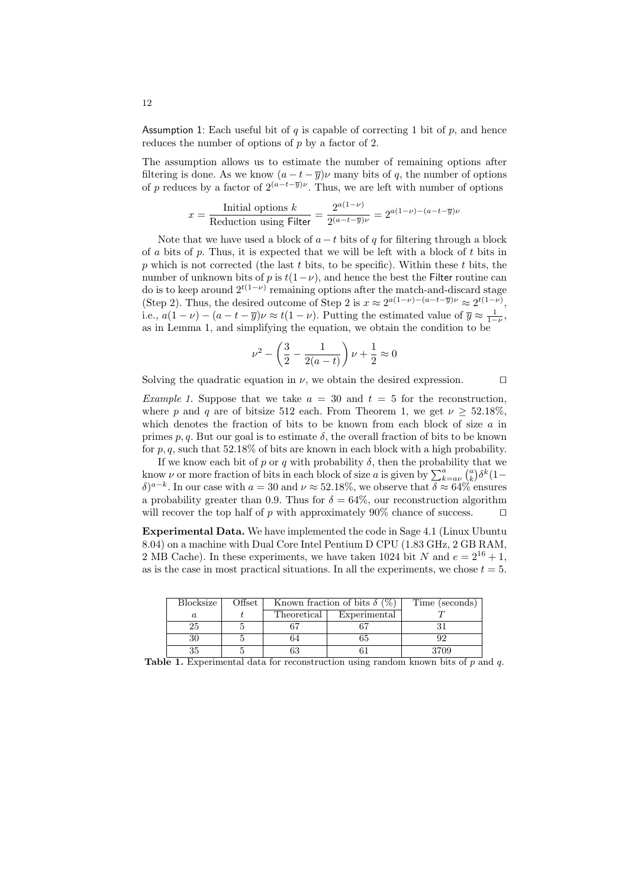Assumption 1: Each useful bit of $q$ is capable of correcting 1 bit of $p$, and hence reduces the number of options of $p$ by a factor of 2.

The assumption allows us to estimate the number of remaining options after filtering is done. As we know $(a - t - \overline{y})\nu$ many bits of $q$, the number of options of $p$ reduces by a factor of $2^{(a-t-\overline{y})\nu}$. Thus, we are left with number of options

$$x = \frac{\text{Initial options } k}{\text{Reduction using } \mathsf{Filter}} = \frac{2^{a(1-\nu)}}{2^{(a-t-\overline{y})\nu}} = 2^{a(1-\nu)-(a-t-\overline{y})\nu}$$

Note that we have used a block of $a - t$ bits of $q$ for filtering through a block of $a$ bits of $p$. Thus, it is expected that we will be left with a block of $t$ bits in $p$ which is not corrected (the last $t$ bits, to be specific). Within these $t$ bits, the number of unknown bits of $p$ is $t(1-\nu)$, and hence the best the Filter routine can do is to keep around $2^{t(1-\nu)}$ remaining options after the match-and-discard stage (Step 2). Thus, the desired outcome of Step 2 is $x \approx 2^{a(1-\nu)-(a-t-\overline{y})\nu} \approx 2^{t(1-\nu)}$, i.e., $a(1-\nu) - (a-t-\overline{y})\nu \approx t(1-\nu)$. Putting the estimated value of $\overline{y} \approx \frac{1}{1-\nu}$, as in Lemma 1, and simplifying the equation, we obtain the condition to be

$$\nu^2 - \left(\frac{3}{2} - \frac{1}{2(a-t)}\right)\nu + \frac{1}{2} \approx 0$$

Solving the quadratic equation in $\nu$, we obtain the desired expression. ☐

*Example 1.* Suppose that we take $a = 30$ and $t = 5$ for the reconstruction, where $p$ and $q$ are of bitsize 512 each. From Theorem 1, we get $\nu \geq 52.18\%$, which denotes the fraction of bits to be known from each block of size $a$ in primes $p, q$. But our goal is to estimate $\delta$, the overall fraction of bits to be known for $p, q$, such that 52.18% of bits are known in each block with a high probability.

If we know each bit of $p$ or $q$ with probability $\delta$, then the probability that we know $\nu$ or more fraction of bits in each block of size $a$ is given by $\sum_{k=a\nu}^{a} \binom{a}{k} \delta^k (1-\delta)^{a-k}$. In our case with $a = 30$ and $\nu \approx 52.18\%$, we observe that $\delta \approx 64\%$ ensures a probability greater than 0.9. Thus for $\delta = 64\%$, our reconstruction algorithm will recover the top half of $p$ with approximately 90% chance of success. ☐

**Experimental Data.** We have implemented the code in Sage 4.1 (Linux Ubuntu 8.04) on a machine with Dual Core Intel Pentium D CPU (1.83 GHz, 2 GB RAM, 2 MB Cache). In these experiments, we have taken 1024 bit $N$ and $e = 2^{16} + 1$, as is the case in most practical situations. In all the experiments, we chose $t = 5$.

| Blocksize | Offset | Known fraction of bits $\delta$ (%) | | Time (seconds) |
|---|---|---|---|---|
| $a$ | $t$ | Theoretical | Experimental | $T$ |
| 25 | 5 | 67 | 67 | 31 |
| 30 | 5 | 64 | 65 | 92 |
| 35 | 5 | 63 | 61 | 3709 |

**Table 1.** Experimental data for reconstruction using random known bits of $p$ and $q$.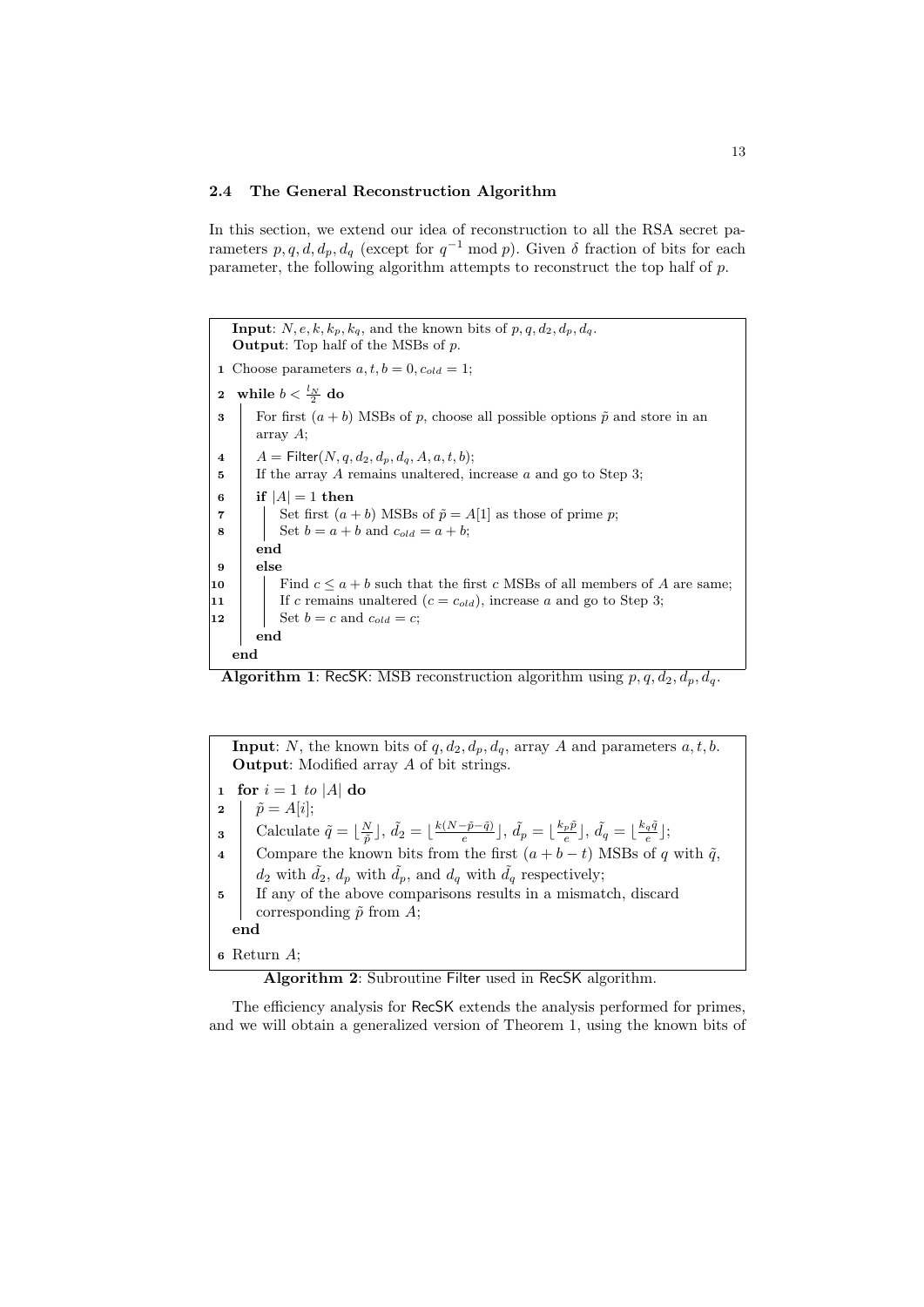### 2.4 The General Reconstruction Algorithm

In this section, we extend our idea of reconstruction to all the RSA secret parameters $p, q, d, d_p, d_q$ (except for $q^{-1} \bmod p$). Given $\delta$ fraction of bits for each parameter, the following algorithm attempts to reconstruct the top half of $p$.

```
Input: N, e, k, k_p, k_q, and the known bits of p, q, d_2, d_p, d_q.
Output: Top half of the MSBs of p.
1  Choose parameters a, t, b = 0, c_old = 1;
2  while b < l_N / 2 do
3      For first (a + b) MSBs of p, choose all possible options p̃ and store in an
       array A;
4      A = Filter(N, q, d_2, d_p, d_q, A, a, t, b);
5      If the array A remains unaltered, increase a and go to Step 3;
6      if |A| = 1 then
7          Set first (a + b) MSBs of p̃ = A[1] as those of prime p;
8          Set b = a + b and c_old = a + b;
       end
9      else
10         Find c ≤ a + b such that the first c MSBs of all members of A are same;
11         If c remains unaltered (c = c_old), increase a and go to Step 3;
12         Set b = c and c_old = c;
       end
   end
```

**Algorithm 1**: RecSK: MSB reconstruction algorithm using $p, q, d_2, d_p, d_q$.

```
Input: N, the known bits of q, d_2, d_p, d_q, array A and parameters a, t, b.
Output: Modified array A of bit strings.
1  for i = 1 to |A| do
2      p̃ = A[i];
3      Calculate q̃ = ⌊N / p̃⌋, d̃_2 = ⌊k(N − p̃ − q̃) / e⌋, d̃_p = ⌊k_p p̃ / e⌋, d̃_q = ⌊k_q q̃ / e⌋;
4      Compare the known bits from the first (a + b − t) MSBs of q with q̃,
       d_2 with d̃_2, d_p with d̃_p, and d_q with d̃_q respectively;
5      If any of the above comparisons results in a mismatch, discard
       corresponding p̃ from A;
   end
6  Return A;
```

**Algorithm 2**: Subroutine Filter used in RecSK algorithm.

The efficiency analysis for RecSK extends the analysis performed for primes, and we will obtain a generalized version of Theorem 1, using the known bits of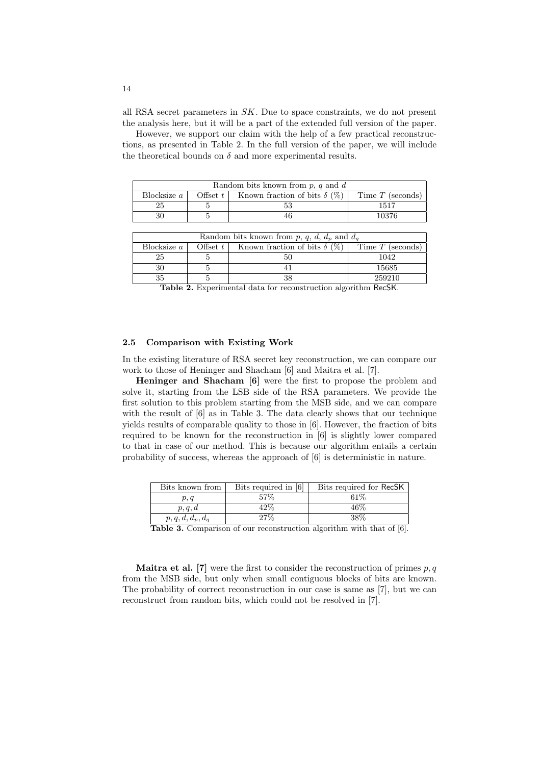all RSA secret parameters in $SK$. Due to space constraints, we do not present the analysis here, but it will be a part of the extended full version of the paper.

However, we support our claim with the help of a few practical reconstructions, as presented in Table 2. In the full version of the paper, we will include the theoretical bounds on $\delta$ and more experimental results.

| Random bits known from $p$, $q$ and $d$ | | | |
|---|---|---|---|
| Blocksize $a$ | Offset $t$ | Known fraction of bits $\delta$ (%) | Time $T$ (seconds) |
| 25 | 5 | 53 | 1517 |
| 30 | 5 | 46 | 10376 |

| Random bits known from $p$, $q$, $d$, $d_p$ and $d_q$ | | | |
|---|---|---|---|
| Blocksize $a$ | Offset $t$ | Known fraction of bits $\delta$ (%) | Time $T$ (seconds) |
| 25 | 5 | 50 | 1042 |
| 30 | 5 | 41 | 15685 |
| 35 | 5 | 38 | 259210 |

**Table 2.** Experimental data for reconstruction algorithm RecSK.

### 2.5 Comparison with Existing Work

In the existing literature of RSA secret key reconstruction, we can compare our work to those of Heninger and Shacham [6] and Maitra et al. [7].

**Heninger and Shacham [6]** were the first to propose the problem and solve it, starting from the LSB side of the RSA parameters. We provide the first solution to this problem starting from the MSB side, and we can compare with the result of [6] as in Table 3. The data clearly shows that our technique yields results of comparable quality to those in [6]. However, the fraction of bits required to be known for the reconstruction in [6] is slightly lower compared to that in case of our method. This is because our algorithm entails a certain probability of success, whereas the approach of [6] is deterministic in nature.

| Bits known from | Bits required in [6] | Bits required for RecSK |
|---|---|---|
| $p, q$ | 57% | 61% |
| $p, q, d$ | 42% | 46% |
| $p, q, d, d_p, d_q$ | 27% | 38% |

**Table 3.** Comparison of our reconstruction algorithm with that of [6].

**Maitra et al. [7]** were the first to consider the reconstruction of primes $p, q$ from the MSB side, but only when small contiguous blocks of bits are known. The probability of correct reconstruction in our case is same as [7], but we can reconstruct from random bits, which could not be resolved in [7].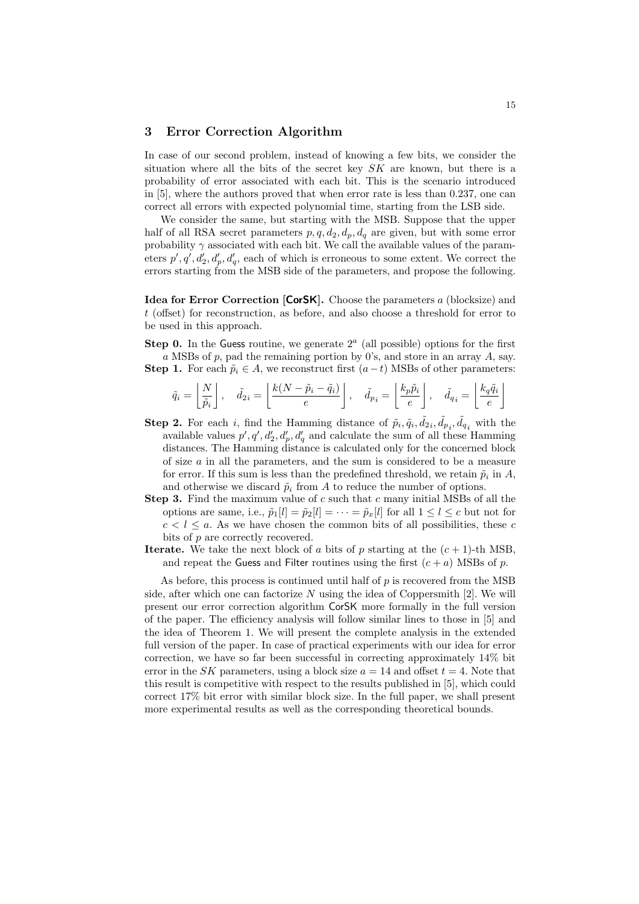## 3 Error Correction Algorithm

In case of our second problem, instead of knowing a few bits, we consider the situation where all the bits of the secret key $SK$ are known, but there is a probability of error associated with each bit. This is the scenario introduced in [5], where the authors proved that when error rate is less than 0.237, one can correct all errors with expected polynomial time, starting from the LSB side.

We consider the same, but starting with the MSB. Suppose that the upper half of all RSA secret parameters $p, q, d_2, d_p, d_q$ are given, but with some error probability $\gamma$ associated with each bit. We call the available values of the parameters $p', q', d'_2, d'_p, d'_q$, each of which is erroneous to some extent. We correct the errors starting from the MSB side of the parameters, and propose the following.

**Idea for Error Correction [CorSK].** Choose the parameters $a$ (blocksize) and $t$ (offset) for reconstruction, as before, and also choose a threshold for error to be used in this approach.

**Step 0.** In the Guess routine, we generate $2^a$ (all possible) options for the first $a$ MSBs of $p$, pad the remaining portion by 0's, and store in an array $A$, say.

**Step 1.** For each $\tilde{p}_i \in A$, we reconstruct first $(a-t)$ MSBs of other parameters:

$$\tilde{q}_i = \left\lfloor \frac{N}{\tilde{p}_i} \right\rfloor, \quad \tilde{d}_{2i} = \left\lfloor \frac{k(N - \tilde{p}_i - \tilde{q}_i)}{e} \right\rfloor, \quad \tilde{d}_{p_i} = \left\lfloor \frac{k_p \tilde{p}_i}{e} \right\rfloor, \quad \tilde{d}_{q_i} = \left\lfloor \frac{k_q \tilde{q}_i}{e} \right\rfloor$$

**Step 2.** For each $i$, find the Hamming distance of $\tilde{p}_i, \tilde{q}_i, \tilde{d}_{2i}, \tilde{d}_{p_i}, \tilde{d}_{q_i}$ with the available values $p', q', d'_2, d'_p, d'_q$ and calculate the sum of all these Hamming distances. The Hamming distance is calculated only for the concerned block of size $a$ in all the parameters, and the sum is considered to be a measure for error. If this sum is less than the predefined threshold, we retain $\tilde{p}_i$ in $A$, and otherwise we discard $\tilde{p}_i$ from $A$ to reduce the number of options.

**Step 3.** Find the maximum value of $c$ such that $c$ many initial MSBs of all the options are same, i.e., $\tilde{p}_1[l] = \tilde{p}_2[l] = \cdots = \tilde{p}_x[l]$ for all $1 \leq l \leq c$ but not for $c < l \leq a$. As we have chosen the common bits of all possibilities, these $c$ bits of $p$ are correctly recovered.

**Iterate.** We take the next block of $a$ bits of $p$ starting at the $(c+1)$-th MSB, and repeat the Guess and Filter routines using the first $(c+a)$ MSBs of $p$.

As before, this process is continued until half of $p$ is recovered from the MSB side, after which one can factorize $N$ using the idea of Coppersmith [2]. We will present our error correction algorithm CorSK more formally in the full version of the paper. The efficiency analysis will follow similar lines to those in [5] and the idea of Theorem 1. We will present the complete analysis in the extended full version of the paper. In case of practical experiments with our idea for error correction, we have so far been successful in correcting approximately 14% bit error in the $SK$ parameters, using a block size $a = 14$ and offset $t = 4$. Note that this result is competitive with respect to the results published in [5], which could correct 17% bit error with similar block size. In the full paper, we shall present more experimental results as well as the corresponding theoretical bounds.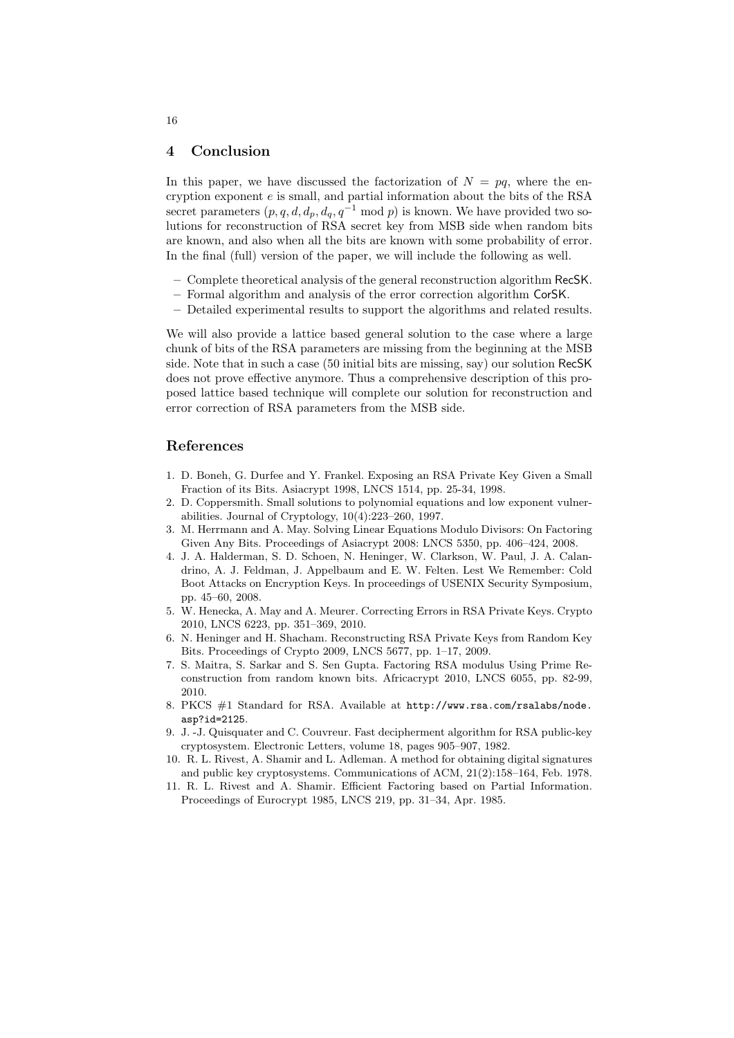## 4 Conclusion

In this paper, we have discussed the factorization of $N = pq$, where the encryption exponent $e$ is small, and partial information about the bits of the RSA secret parameters $(p, q, d, d_p, d_q, q^{-1} \bmod p)$ is known. We have provided two solutions for reconstruction of RSA secret key from MSB side when random bits are known, and also when all the bits are known with some probability of error. In the final (full) version of the paper, we will include the following as well.

- Complete theoretical analysis of the general reconstruction algorithm RecSK.
- Formal algorithm and analysis of the error correction algorithm CorSK.
- Detailed experimental results to support the algorithms and related results.

We will also provide a lattice based general solution to the case where a large chunk of bits of the RSA parameters are missing from the beginning at the MSB side. Note that in such a case (50 initial bits are missing, say) our solution RecSK does not prove effective anymore. Thus a comprehensive description of this proposed lattice based technique will complete our solution for reconstruction and error correction of RSA parameters from the MSB side.

## References

1. D. Boneh, G. Durfee and Y. Frankel. Exposing an RSA Private Key Given a Small Fraction of its Bits. Asiacrypt 1998, LNCS 1514, pp. 25-34, 1998.
2. D. Coppersmith. Small solutions to polynomial equations and low exponent vulnerabilities. Journal of Cryptology, 10(4):223–260, 1997.
3. M. Herrmann and A. May. Solving Linear Equations Modulo Divisors: On Factoring Given Any Bits. Proceedings of Asiacrypt 2008: LNCS 5350, pp. 406–424, 2008.
4. J. A. Halderman, S. D. Schoen, N. Heninger, W. Clarkson, W. Paul, J. A. Calandrino, A. J. Feldman, J. Appelbaum and E. W. Felten. Lest We Remember: Cold Boot Attacks on Encryption Keys. In proceedings of USENIX Security Symposium, pp. 45–60, 2008.
5. W. Henecka, A. May and A. Meurer. Correcting Errors in RSA Private Keys. Crypto 2010, LNCS 6223, pp. 351–369, 2010.
6. N. Heninger and H. Shacham. Reconstructing RSA Private Keys from Random Key Bits. Proceedings of Crypto 2009, LNCS 5677, pp. 1–17, 2009.
7. S. Maitra, S. Sarkar and S. Sen Gupta. Factoring RSA modulus Using Prime Reconstruction from random known bits. Africacrypt 2010, LNCS 6055, pp. 82-99, 2010.
8. PKCS #1 Standard for RSA. Available at http://www.rsa.com/rsalabs/node.asp?id=2125.
9. J. -J. Quisquater and C. Couvreur. Fast decipherment algorithm for RSA public-key cryptosystem. Electronic Letters, volume 18, pages 905–907, 1982.
10. R. L. Rivest, A. Shamir and L. Adleman. A method for obtaining digital signatures and public key cryptosystems. Communications of ACM, 21(2):158–164, Feb. 1978.
11. R. L. Rivest and A. Shamir. Efficient Factoring based on Partial Information. Proceedings of Eurocrypt 1985, LNCS 219, pp. 31–34, Apr. 1985.